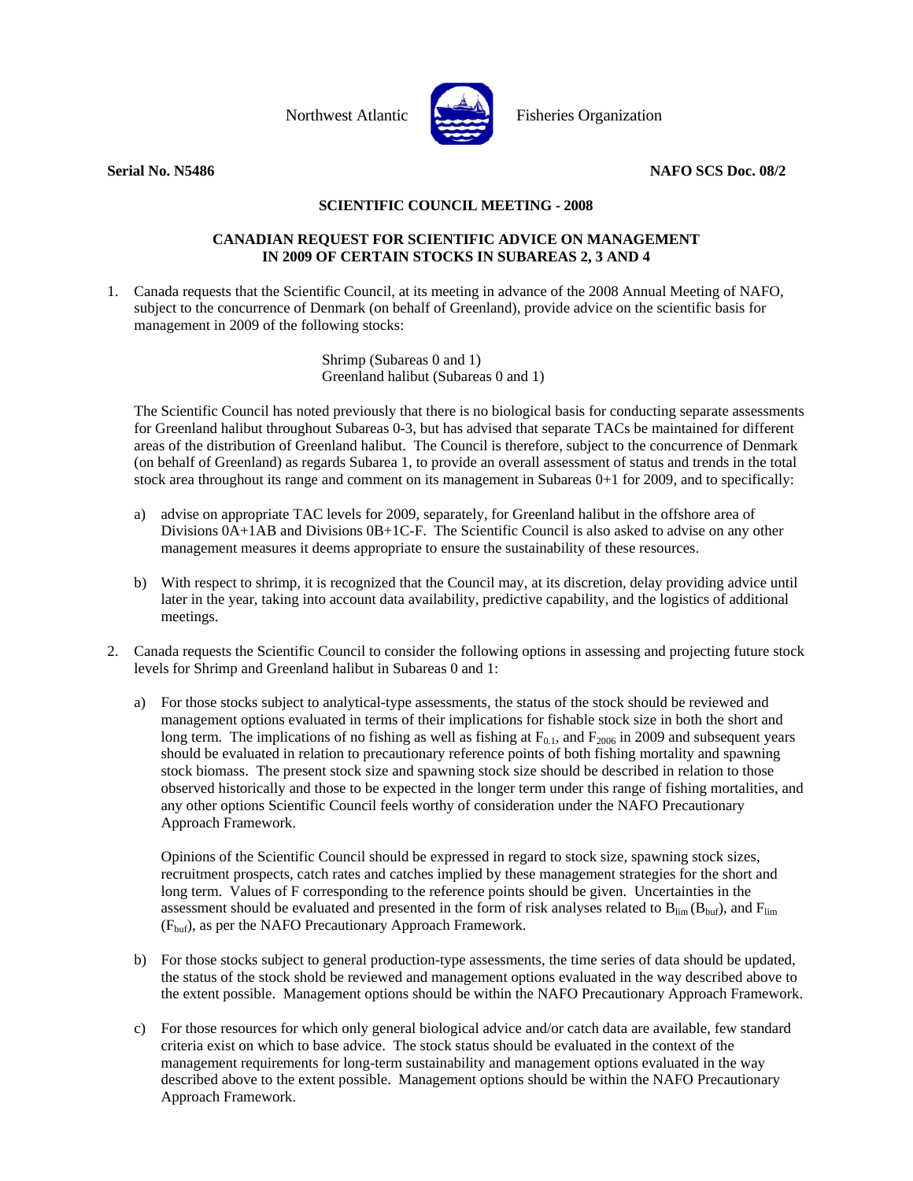Northwest Atlantic Fisheries Organization

**Serial No. N5486** **NAFO SCS Doc. 08/2**

**SCIENTIFIC COUNCIL MEETING - 2008**

**CANADIAN REQUEST FOR SCIENTIFIC ADVICE ON MANAGEMENT IN 2009 OF CERTAIN STOCKS IN SUBAREAS 2, 3 AND 4**

1. Canada requests that the Scientific Council, at its meeting in advance of the 2008 Annual Meeting of NAFO, subject to the concurrence of Denmark (on behalf of Greenland), provide advice on the scientific basis for management in 2009 of the following stocks:

   Shrimp (Subareas 0 and 1)
   Greenland halibut (Subareas 0 and 1)

   The Scientific Council has noted previously that there is no biological basis for conducting separate assessments for Greenland halibut throughout Subareas 0-3, but has advised that separate TACs be maintained for different areas of the distribution of Greenland halibut. The Council is therefore, subject to the concurrence of Denmark (on behalf of Greenland) as regards Subarea 1, to provide an overall assessment of status and trends in the total stock area throughout its range and comment on its management in Subareas 0+1 for 2009, and to specifically:

   a) advise on appropriate TAC levels for 2009, separately, for Greenland halibut in the offshore area of Divisions 0A+1AB and Divisions 0B+1C-F. The Scientific Council is also asked to advise on any other management measures it deems appropriate to ensure the sustainability of these resources.

   b) With respect to shrimp, it is recognized that the Council may, at its discretion, delay providing advice until later in the year, taking into account data availability, predictive capability, and the logistics of additional meetings.

2. Canada requests the Scientific Council to consider the following options in assessing and projecting future stock levels for Shrimp and Greenland halibut in Subareas 0 and 1:

   a) For those stocks subject to analytical-type assessments, the status of the stock should be reviewed and management options evaluated in terms of their implications for fishable stock size in both the short and long term. The implications of no fishing as well as fishing at $F_{0.1}$, and $F_{2006}$ in 2009 and subsequent years should be evaluated in relation to precautionary reference points of both fishing mortality and spawning stock biomass. The present stock size and spawning stock size should be described in relation to those observed historically and those to be expected in the longer term under this range of fishing mortalities, and any other options Scientific Council feels worthy of consideration under the NAFO Precautionary Approach Framework.

      Opinions of the Scientific Council should be expressed in regard to stock size, spawning stock sizes, recruitment prospects, catch rates and catches implied by these management strategies for the short and long term. Values of F corresponding to the reference points should be given. Uncertainties in the assessment should be evaluated and presented in the form of risk analyses related to $B_{lim}$ ($B_{buf}$), and $F_{lim}$ ($F_{buf}$), as per the NAFO Precautionary Approach Framework.

   b) For those stocks subject to general production-type assessments, the time series of data should be updated, the status of the stock shold be reviewed and management options evaluated in the way described above to the extent possible. Management options should be within the NAFO Precautionary Approach Framework.

   c) For those resources for which only general biological advice and/or catch data are available, few standard criteria exist on which to base advice. The stock status should be evaluated in the context of the management requirements for long-term sustainability and management options evaluated in the way described above to the extent possible. Management options should be within the NAFO Precautionary Approach Framework.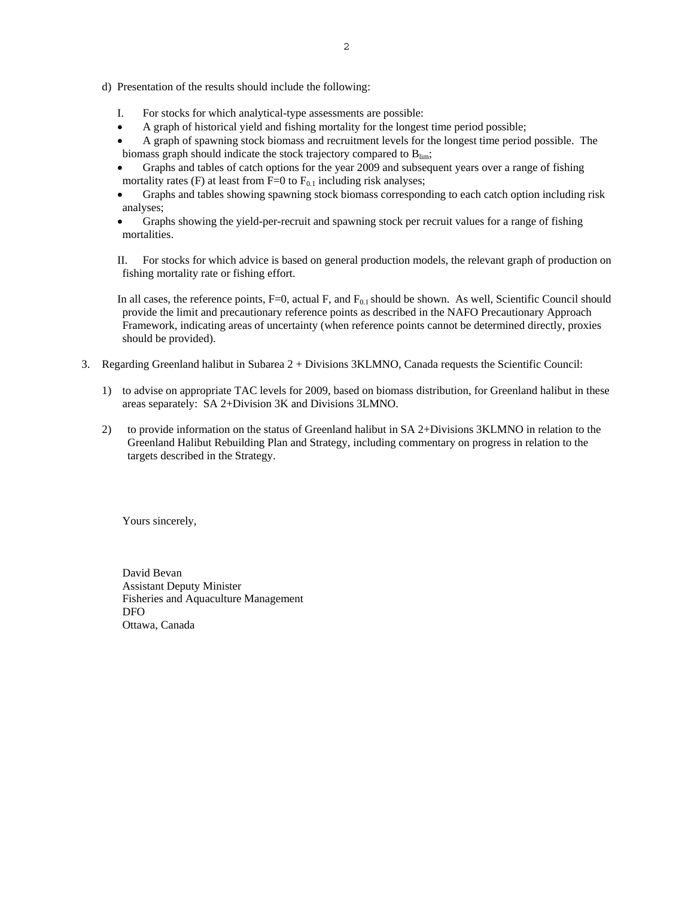d) Presentation of the results should include the following:

I. For stocks for which analytical-type assessments are possible:

- A graph of historical yield and fishing mortality for the longest time period possible;
- A graph of spawning stock biomass and recruitment levels for the longest time period possible. The biomass graph should indicate the stock trajectory compared to $B_{lim}$;
- Graphs and tables of catch options for the year 2009 and subsequent years over a range of fishing mortality rates (F) at least from F=0 to $F_{0.1}$ including risk analyses;
- Graphs and tables showing spawning stock biomass corresponding to each catch option including risk analyses;
- Graphs showing the yield-per-recruit and spawning stock per recruit values for a range of fishing mortalities.

II. For stocks for which advice is based on general production models, the relevant graph of production on fishing mortality rate or fishing effort.

In all cases, the reference points, F=0, actual F, and $F_{0.1}$ should be shown. As well, Scientific Council should provide the limit and precautionary reference points as described in the NAFO Precautionary Approach Framework, indicating areas of uncertainty (when reference points cannot be determined directly, proxies should be provided).

3. Regarding Greenland halibut in Subarea 2 + Divisions 3KLMNO, Canada requests the Scientific Council:

1) to advise on appropriate TAC levels for 2009, based on biomass distribution, for Greenland halibut in these areas separately: SA 2+Division 3K and Divisions 3LMNO.

2) to provide information on the status of Greenland halibut in SA 2+Divisions 3KLMNO in relation to the Greenland Halibut Rebuilding Plan and Strategy, including commentary on progress in relation to the targets described in the Strategy.

Yours sincerely,

David Bevan
Assistant Deputy Minister
Fisheries and Aquaculture Management
DFO
Ottawa, Canada